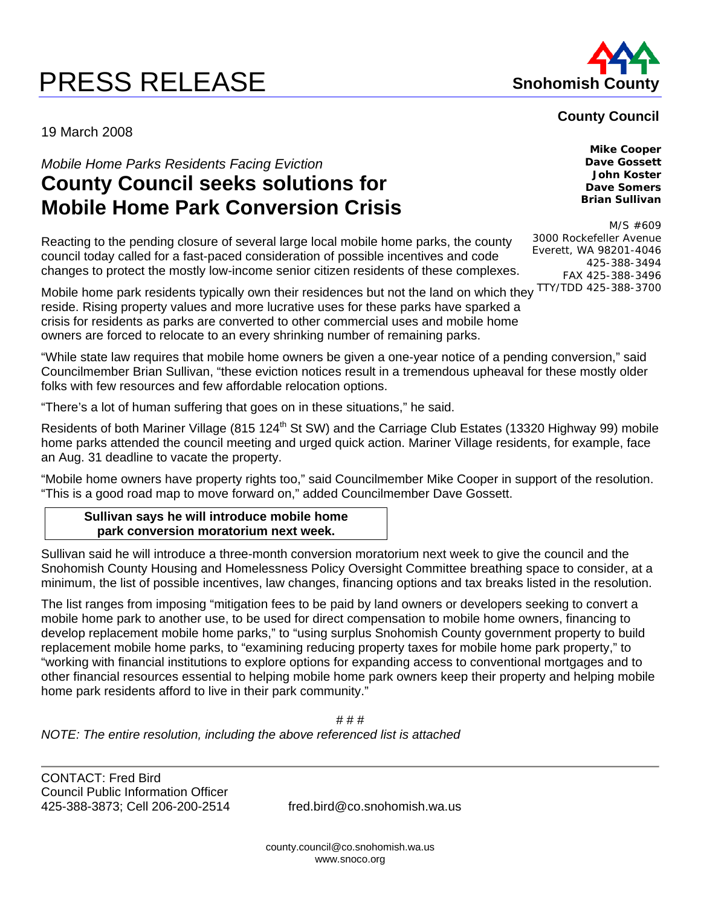# PRESS RELEASE

**Snohomish County**

**County Council**

**Mike Cooper**
**Dave Gossett**
**John Koster**
**Dave Somers**
**Brian Sullivan**

M/S #609
3000 Rockefeller Avenue
Everett, WA 98201-4046
425-388-3494
FAX 425-388-3496
TTY/TDD 425-388-3700

19 March 2008

*Mobile Home Parks Residents Facing Eviction*

## County Council seeks solutions for Mobile Home Park Conversion Crisis

Reacting to the pending closure of several large local mobile home parks, the county council today called for a fast-paced consideration of possible incentives and code changes to protect the mostly low-income senior citizen residents of these complexes.

Mobile home park residents typically own their residences but not the land on which they reside. Rising property values and more lucrative uses for these parks have sparked a crisis for residents as parks are converted to other commercial uses and mobile home owners are forced to relocate to an every shrinking number of remaining parks.

"While state law requires that mobile home owners be given a one-year notice of a pending conversion," said Councilmember Brian Sullivan, "these eviction notices result in a tremendous upheaval for these mostly older folks with few resources and few affordable relocation options.

"There's a lot of human suffering that goes on in these situations," he said.

Residents of both Mariner Village (815 124th St SW) and the Carriage Club Estates (13320 Highway 99) mobile home parks attended the council meeting and urged quick action. Mariner Village residents, for example, face an Aug. 31 deadline to vacate the property.

"Mobile home owners have property rights too," said Councilmember Mike Cooper in support of the resolution. "This is a good road map to move forward on," added Councilmember Dave Gossett.

**Sullivan says he will introduce mobile home park conversion moratorium next week.**

Sullivan said he will introduce a three-month conversion moratorium next week to give the council and the Snohomish County Housing and Homelessness Policy Oversight Committee breathing space to consider, at a minimum, the list of possible incentives, law changes, financing options and tax breaks listed in the resolution.

The list ranges from imposing "mitigation fees to be paid by land owners or developers seeking to convert a mobile home park to another use, to be used for direct compensation to mobile home owners, financing to develop replacement mobile home parks," to "using surplus Snohomish County government property to build replacement mobile home parks, to "examining reducing property taxes for mobile home park property," to "working with financial institutions to explore options for expanding access to conventional mortgages and to other financial resources essential to helping mobile home park owners keep their property and helping mobile home park residents afford to live in their park community."

# # #

*NOTE: The entire resolution, including the above referenced list is attached*

---

CONTACT: Fred Bird
Council Public Information Officer
425-388-3873; Cell 206-200-2514 fred.bird@co.snohomish.wa.us

county.council@co.snohomish.wa.us
www.snoco.org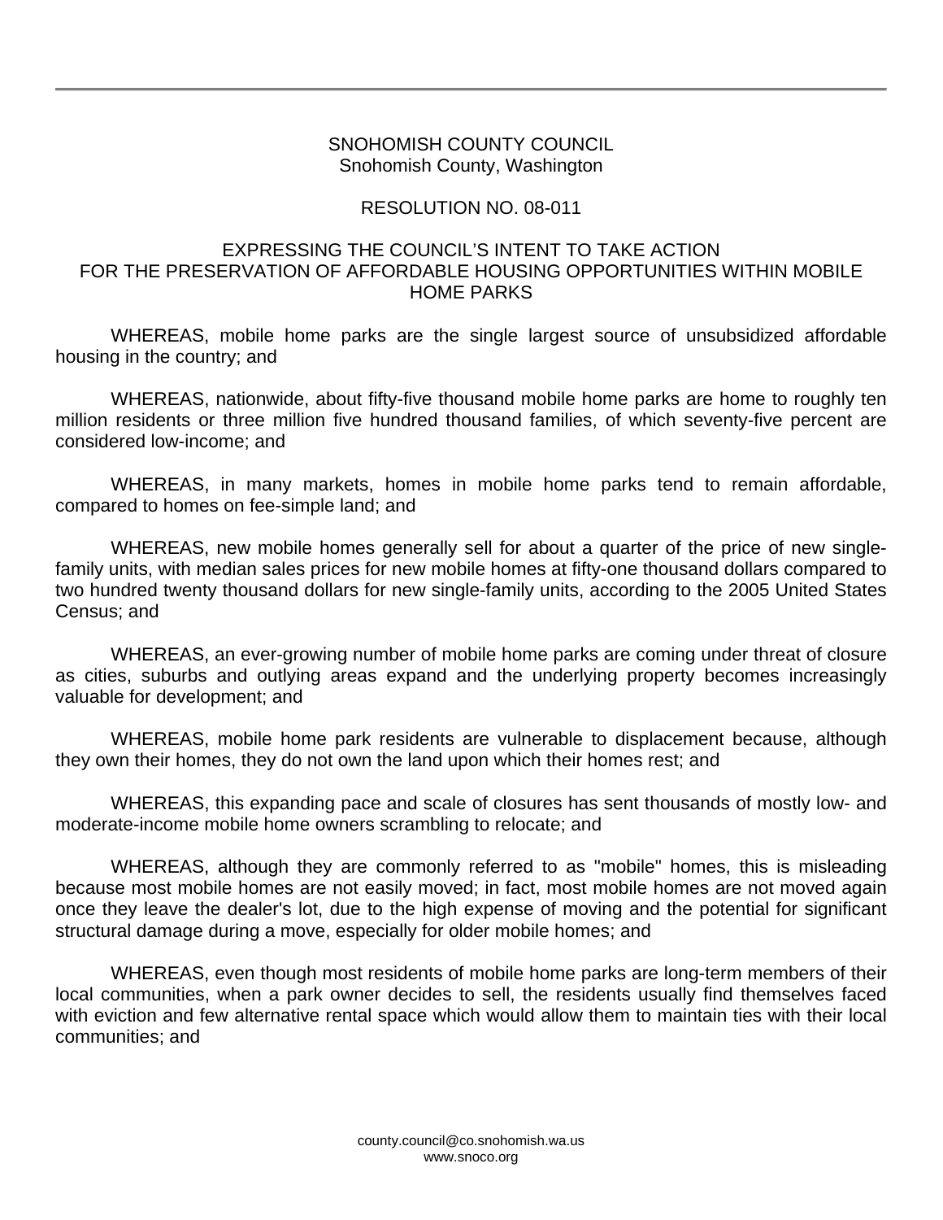SNOHOMISH COUNTY COUNCIL
Snohomish County, Washington

RESOLUTION NO. 08-011

EXPRESSING THE COUNCIL'S INTENT TO TAKE ACTION FOR THE PRESERVATION OF AFFORDABLE HOUSING OPPORTUNITIES WITHIN MOBILE HOME PARKS

WHEREAS, mobile home parks are the single largest source of unsubsidized affordable housing in the country; and

WHEREAS, nationwide, about fifty-five thousand mobile home parks are home to roughly ten million residents or three million five hundred thousand families, of which seventy-five percent are considered low-income; and

WHEREAS, in many markets, homes in mobile home parks tend to remain affordable, compared to homes on fee-simple land; and

WHEREAS, new mobile homes generally sell for about a quarter of the price of new single-family units, with median sales prices for new mobile homes at fifty-one thousand dollars compared to two hundred twenty thousand dollars for new single-family units, according to the 2005 United States Census; and

WHEREAS, an ever-growing number of mobile home parks are coming under threat of closure as cities, suburbs and outlying areas expand and the underlying property becomes increasingly valuable for development; and

WHEREAS, mobile home park residents are vulnerable to displacement because, although they own their homes, they do not own the land upon which their homes rest; and

WHEREAS, this expanding pace and scale of closures has sent thousands of mostly low- and moderate-income mobile home owners scrambling to relocate; and

WHEREAS, although they are commonly referred to as "mobile" homes, this is misleading because most mobile homes are not easily moved; in fact, most mobile homes are not moved again once they leave the dealer's lot, due to the high expense of moving and the potential for significant structural damage during a move, especially for older mobile homes; and

WHEREAS, even though most residents of mobile home parks are long-term members of their local communities, when a park owner decides to sell, the residents usually find themselves faced with eviction and few alternative rental space which would allow them to maintain ties with their local communities; and

county.council@co.snohomish.wa.us
www.snoco.org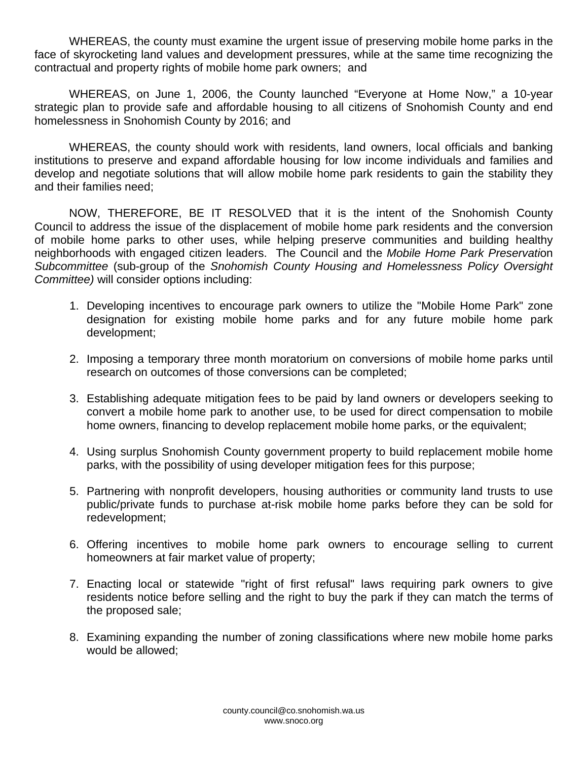WHEREAS, the county must examine the urgent issue of preserving mobile home parks in the face of skyrocketing land values and development pressures, while at the same time recognizing the contractual and property rights of mobile home park owners;  and

WHEREAS, on June 1, 2006, the County launched "Everyone at Home Now," a 10-year strategic plan to provide safe and affordable housing to all citizens of Snohomish County and end homelessness in Snohomish County by 2016; and

WHEREAS, the county should work with residents, land owners, local officials and banking institutions to preserve and expand affordable housing for low income individuals and families and develop and negotiate solutions that will allow mobile home park residents to gain the stability they and their families need;

NOW, THEREFORE, BE IT RESOLVED that it is the intent of the Snohomish County Council to address the issue of the displacement of mobile home park residents and the conversion of mobile home parks to other uses, while helping preserve communities and building healthy neighborhoods with engaged citizen leaders.  The Council and the *Mobile Home Park Preservation Subcommittee* (sub-group of the *Snohomish County Housing and Homelessness Policy Oversight Committee)* will consider options including:

1. Developing incentives to encourage park owners to utilize the "Mobile Home Park" zone designation for existing mobile home parks and for any future mobile home park development;

2. Imposing a temporary three month moratorium on conversions of mobile home parks until research on outcomes of those conversions can be completed;

3. Establishing adequate mitigation fees to be paid by land owners or developers seeking to convert a mobile home park to another use, to be used for direct compensation to mobile home owners, financing to develop replacement mobile home parks, or the equivalent;

4. Using surplus Snohomish County government property to build replacement mobile home parks, with the possibility of using developer mitigation fees for this purpose;

5. Partnering with nonprofit developers, housing authorities or community land trusts to use public/private funds to purchase at-risk mobile home parks before they can be sold for redevelopment;

6. Offering incentives to mobile home park owners to encourage selling to current homeowners at fair market value of property;

7. Enacting local or statewide "right of first refusal" laws requiring park owners to give residents notice before selling and the right to buy the park if they can match the terms of the proposed sale;

8. Examining expanding the number of zoning classifications where new mobile home parks would be allowed;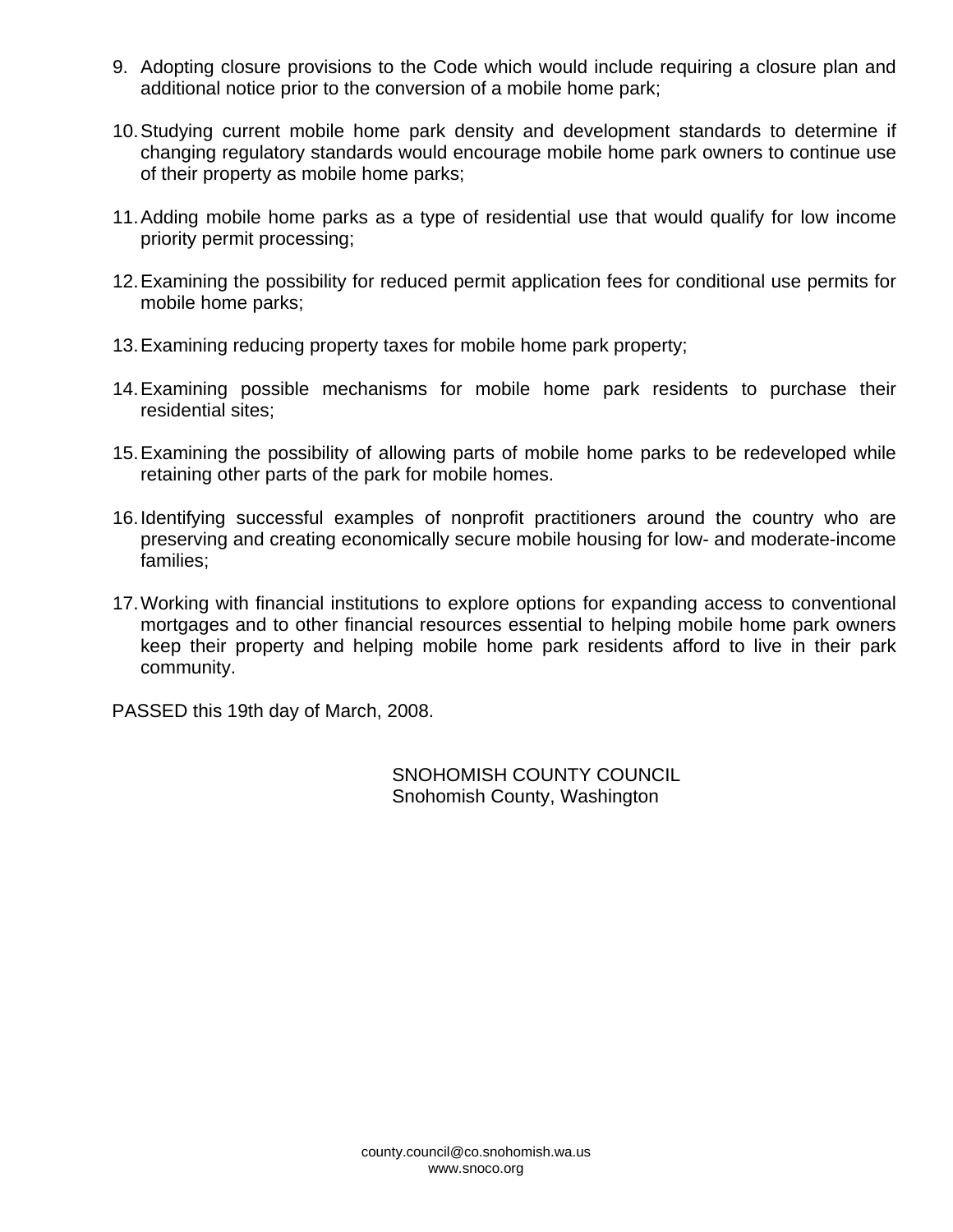9. Adopting closure provisions to the Code which would include requiring a closure plan and additional notice prior to the conversion of a mobile home park;

10. Studying current mobile home park density and development standards to determine if changing regulatory standards would encourage mobile home park owners to continue use of their property as mobile home parks;

11. Adding mobile home parks as a type of residential use that would qualify for low income priority permit processing;

12. Examining the possibility for reduced permit application fees for conditional use permits for mobile home parks;

13. Examining reducing property taxes for mobile home park property;

14. Examining possible mechanisms for mobile home park residents to purchase their residential sites;

15. Examining the possibility of allowing parts of mobile home parks to be redeveloped while retaining other parts of the park for mobile homes.

16. Identifying successful examples of nonprofit practitioners around the country who are preserving and creating economically secure mobile housing for low- and moderate-income families;

17. Working with financial institutions to explore options for expanding access to conventional mortgages and to other financial resources essential to helping mobile home park owners keep their property and helping mobile home park residents afford to live in their park community.

PASSED this 19th day of March, 2008.

SNOHOMISH COUNTY COUNCIL
Snohomish County, Washington

county.council@co.snohomish.wa.us
www.snoco.org